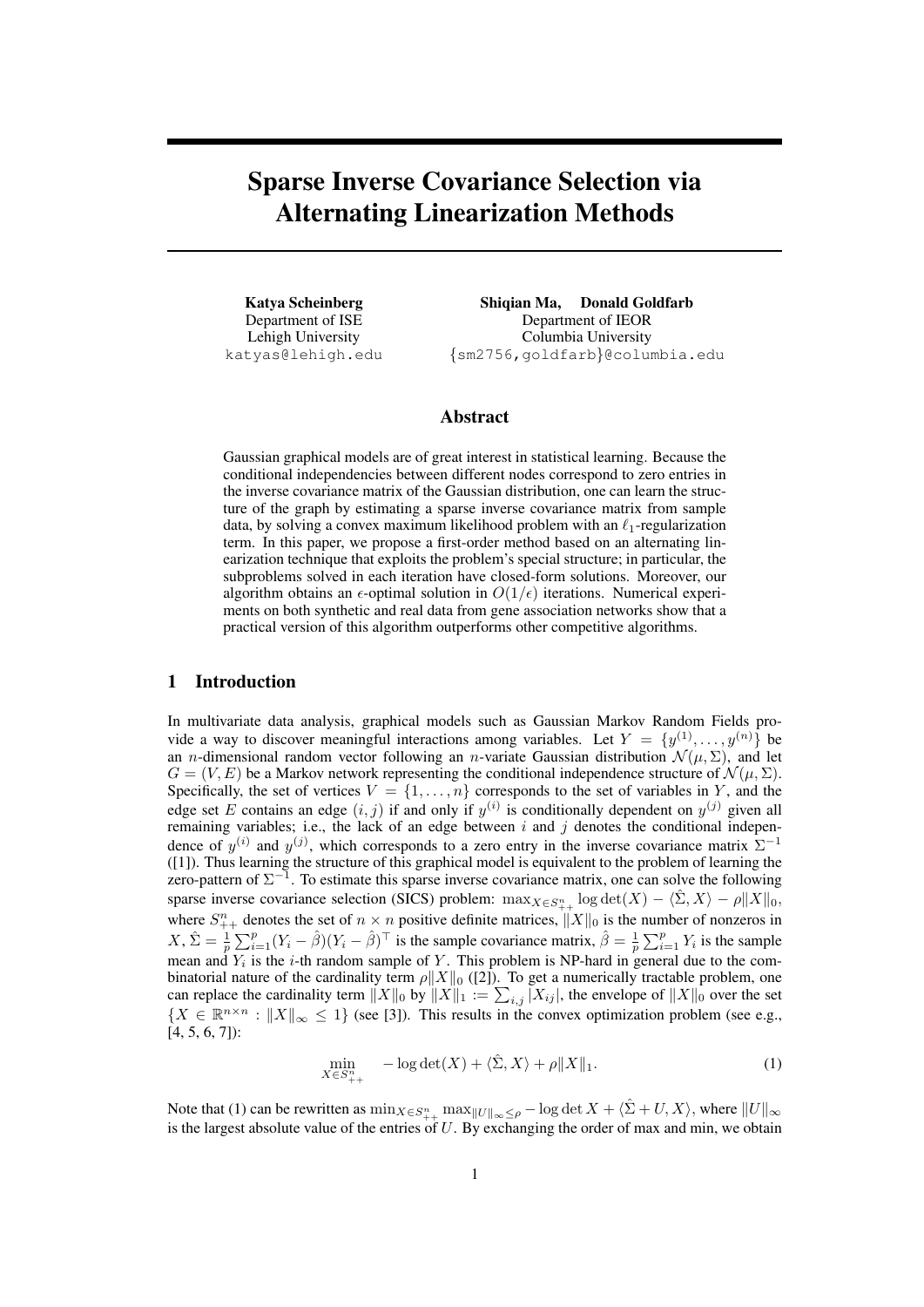# Sparse Inverse Covariance Selection via Alternating Linearization Methods

**Katya Scheinberg**
Department of ISE
Lehigh University
katyas@lehigh.edu

**Shiqian Ma, Donald Goldfarb**
Department of IEOR
Columbia University
{sm2756,goldfarb}@columbia.edu

## Abstract

Gaussian graphical models are of great interest in statistical learning. Because the conditional independencies between different nodes correspond to zero entries in the inverse covariance matrix of the Gaussian distribution, one can learn the structure of the graph by estimating a sparse inverse covariance matrix from sample data, by solving a convex maximum likelihood problem with an $\ell_1$-regularization term. In this paper, we propose a first-order method based on an alternating linearization technique that exploits the problem's special structure; in particular, the subproblems solved in each iteration have closed-form solutions. Moreover, our algorithm obtains an $\epsilon$-optimal solution in $O(1/\epsilon)$ iterations. Numerical experiments on both synthetic and real data from gene association networks show that a practical version of this algorithm outperforms other competitive algorithms.

## 1 Introduction

In multivariate data analysis, graphical models such as Gaussian Markov Random Fields provide a way to discover meaningful interactions among variables. Let $Y = \{y^{(1)}, \ldots, y^{(n)}\}$ be an $n$-dimensional random vector following an $n$-variate Gaussian distribution $\mathcal{N}(\mu, \Sigma)$, and let $G = (V, E)$ be a Markov network representing the conditional independence structure of $\mathcal{N}(\mu, \Sigma)$. Specifically, the set of vertices $V = \{1, \ldots, n\}$ corresponds to the set of variables in $Y$, and the edge set $E$ contains an edge $(i, j)$ if and only if $y^{(i)}$ is conditionally dependent on $y^{(j)}$ given all remaining variables; i.e., the lack of an edge between $i$ and $j$ denotes the conditional independence of $y^{(i)}$ and $y^{(j)}$, which corresponds to a zero entry in the inverse covariance matrix $\Sigma^{-1}$ ([1]). Thus learning the structure of this graphical model is equivalent to the problem of learning the zero-pattern of $\Sigma^{-1}$. To estimate this sparse inverse covariance matrix, one can solve the following sparse inverse covariance selection (SICS) problem: $\max_{X \in S^n_{++}} \log\det(X) - \langle\hat{\Sigma}, X\rangle - \rho\|X\|_0$, where $S^n_{++}$ denotes the set of $n \times n$ positive definite matrices, $\|X\|_0$ is the number of nonzeros in $X$, $\hat{\Sigma} = \frac{1}{p}\sum_{i=1}^{p}(Y_i - \hat{\beta})(Y_i - \hat{\beta})^\top$ is the sample covariance matrix, $\hat{\beta} = \frac{1}{p}\sum_{i=1}^{p} Y_i$ is the sample mean and $Y_i$ is the $i$-th random sample of $Y$. This problem is NP-hard in general due to the combinatorial nature of the cardinality term $\rho\|X\|_0$ ([2]). To get a numerically tractable problem, one can replace the cardinality term $\|X\|_0$ by $\|X\|_1 := \sum_{i,j}|X_{ij}|$, the envelope of $\|X\|_0$ over the set $\{X \in \mathbb{R}^{n\times n} : \|X\|_\infty \leq 1\}$ (see [3]). This results in the convex optimization problem (see e.g., [4, 5, 6, 7]):

$$\min_{X \in S^n_{++}} \quad -\log\det(X) + \langle\hat{\Sigma}, X\rangle + \rho\|X\|_1. \tag{1}$$

Note that (1) can be rewritten as $\min_{X \in S^n_{++}} \max_{\|U\|_\infty \leq \rho} -\log\det X + \langle\hat{\Sigma} + U, X\rangle$, where $\|U\|_\infty$ is the largest absolute value of the entries of $U$. By exchanging the order of max and min, we obtain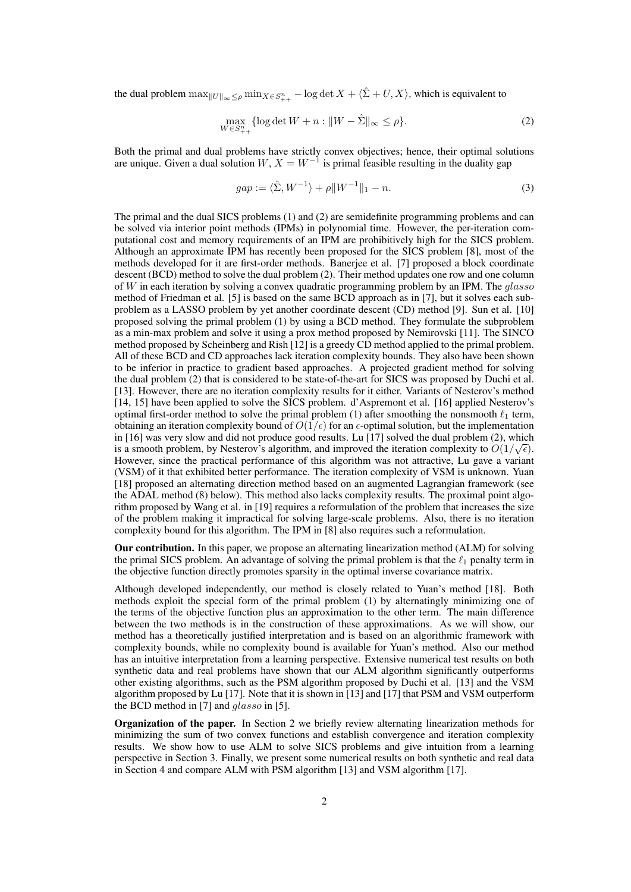the dual problem $\max_{\|U\|_\infty \le \rho} \min_{X \in S^n_{++}} -\log\det X + \langle \hat{\Sigma} + U, X\rangle$, which is equivalent to

$$\max_{W \in S^n_{++}} \{\log\det W + n : \|W - \hat{\Sigma}\|_\infty \le \rho\}. \tag{2}$$

Both the primal and dual problems have strictly convex objectives; hence, their optimal solutions are unique. Given a dual solution $W$, $X = W^{-1}$ is primal feasible resulting in the duality gap

$$gap := \langle \hat{\Sigma}, W^{-1}\rangle + \rho\|W^{-1}\|_1 - n. \tag{3}$$

The primal and the dual SICS problems (1) and (2) are semidefinite programming problems and can be solved via interior point methods (IPMs) in polynomial time. However, the per-iteration computational cost and memory requirements of an IPM are prohibitively high for the SICS problem. Although an approximate IPM has recently been proposed for the SICS problem [8], most of the methods developed for it are first-order methods. Banerjee et al. [7] proposed a block coordinate descent (BCD) method to solve the dual problem (2). Their method updates one row and one column of $W$ in each iteration by solving a convex quadratic programming problem by an IPM. The *glasso* method of Friedman et al. [5] is based on the same BCD approach as in [7], but it solves each subproblem as a LASSO problem by yet another coordinate descent (CD) method [9]. Sun et al. [10] proposed solving the primal problem (1) by using a BCD method. They formulate the subproblem as a min-max problem and solve it using a prox method proposed by Nemirovski [11]. The SINCO method proposed by Scheinberg and Rish [12] is a greedy CD method applied to the primal problem. All of these BCD and CD approaches lack iteration complexity bounds. They also have been shown to be inferior in practice to gradient based approaches. A projected gradient method for solving the dual problem (2) that is considered to be state-of-the-art for SICS was proposed by Duchi et al. [13]. However, there are no iteration complexity results for it either. Variants of Nesterov's method [14, 15] have been applied to solve the SICS problem. d'Aspremont et al. [16] applied Nesterov's optimal first-order method to solve the primal problem (1) after smoothing the nonsmooth $\ell_1$ term, obtaining an iteration complexity bound of $O(1/\epsilon)$ for an $\epsilon$-optimal solution, but the implementation in [16] was very slow and did not produce good results. Lu [17] solved the dual problem (2), which is a smooth problem, by Nesterov's algorithm, and improved the iteration complexity to $O(1/\sqrt{\epsilon})$. However, since the practical performance of this algorithm was not attractive, Lu gave a variant (VSM) of it that exhibited better performance. The iteration complexity of VSM is unknown. Yuan [18] proposed an alternating direction method based on an augmented Lagrangian framework (see the ADAL method (8) below). This method also lacks complexity results. The proximal point algorithm proposed by Wang et al. in [19] requires a reformulation of the problem that increases the size of the problem making it impractical for solving large-scale problems. Also, there is no iteration complexity bound for this algorithm. The IPM in [8] also requires such a reformulation.

**Our contribution.** In this paper, we propose an alternating linearization method (ALM) for solving the primal SICS problem. An advantage of solving the primal problem is that the $\ell_1$ penalty term in the objective function directly promotes sparsity in the optimal inverse covariance matrix.

Although developed independently, our method is closely related to Yuan's method [18]. Both methods exploit the special form of the primal problem (1) by alternatingly minimizing one of the terms of the objective function plus an approximation to the other term. The main difference between the two methods is in the construction of these approximations. As we will show, our method has a theoretically justified interpretation and is based on an algorithmic framework with complexity bounds, while no complexity bound is available for Yuan's method. Also our method has an intuitive interpretation from a learning perspective. Extensive numerical test results on both synthetic data and real problems have shown that our ALM algorithm significantly outperforms other existing algorithms, such as the PSM algorithm proposed by Duchi et al. [13] and the VSM algorithm proposed by Lu [17]. Note that it is shown in [13] and [17] that PSM and VSM outperform the BCD method in [7] and *glasso* in [5].

**Organization of the paper.** In Section 2 we briefly review alternating linearization methods for minimizing the sum of two convex functions and establish convergence and iteration complexity results. We show how to use ALM to solve SICS problems and give intuition from a learning perspective in Section 3. Finally, we present some numerical results on both synthetic and real data in Section 4 and compare ALM with PSM algorithm [13] and VSM algorithm [17].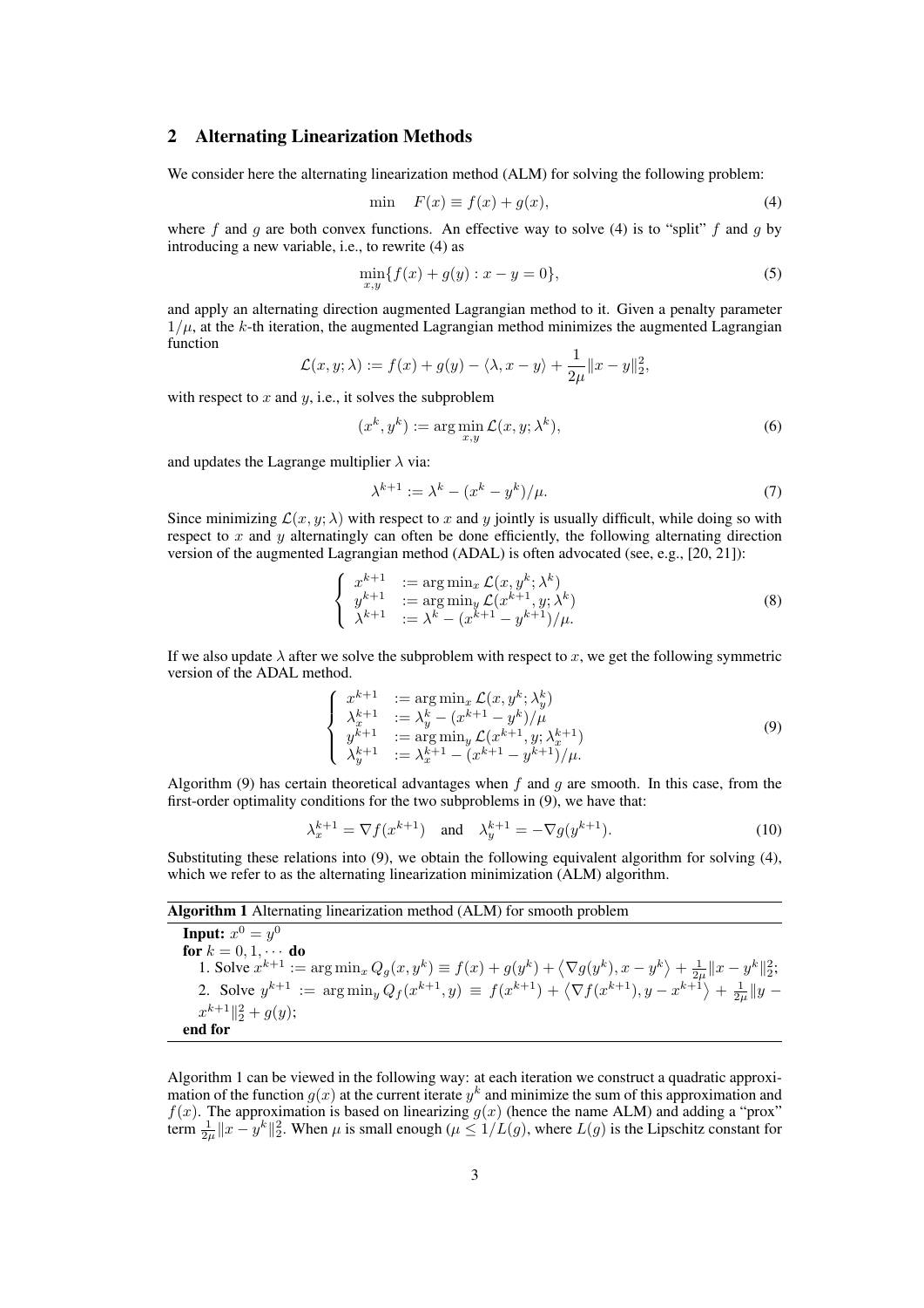## 2 Alternating Linearization Methods

We consider here the alternating linearization method (ALM) for solving the following problem:

$$\min \quad F(x) \equiv f(x) + g(x), \tag{4}$$

where $f$ and $g$ are both convex functions. An effective way to solve (4) is to "split" $f$ and $g$ by introducing a new variable, i.e., to rewrite (4) as

$$\min_{x,y} \{f(x) + g(y) : x - y = 0\}, \tag{5}$$

and apply an alternating direction augmented Lagrangian method to it. Given a penalty parameter $1/\mu$, at the $k$-th iteration, the augmented Lagrangian method minimizes the augmented Lagrangian function

$$\mathcal{L}(x, y; \lambda) := f(x) + g(y) - \langle \lambda, x - y \rangle + \frac{1}{2\mu}\|x - y\|_2^2,$$

with respect to $x$ and $y$, i.e., it solves the subproblem

$$(x^k, y^k) := \arg\min_{x,y} \mathcal{L}(x, y; \lambda^k), \tag{6}$$

and updates the Lagrange multiplier $\lambda$ via:

$$\lambda^{k+1} := \lambda^k - (x^k - y^k)/\mu. \tag{7}$$

Since minimizing $\mathcal{L}(x, y; \lambda)$ with respect to $x$ and $y$ jointly is usually difficult, while doing so with respect to $x$ and $y$ alternatingly can often be done efficiently, the following alternating direction version of the augmented Lagrangian method (ADAL) is often advocated (see, e.g., [20, 21]):

$$\begin{cases} x^{k+1} & := \arg\min_x \mathcal{L}(x, y^k; \lambda^k) \\ y^{k+1} & := \arg\min_y \mathcal{L}(x^{k+1}, y; \lambda^k) \\ \lambda^{k+1} & := \lambda^k - (x^{k+1} - y^{k+1})/\mu. \end{cases} \tag{8}$$

If we also update $\lambda$ after we solve the subproblem with respect to $x$, we get the following symmetric version of the ADAL method.

$$\begin{cases} x^{k+1} & := \arg\min_x \mathcal{L}(x, y^k; \lambda_y^k) \\ \lambda_x^{k+1} & := \lambda_y^k - (x^{k+1} - y^k)/\mu \\ y^{k+1} & := \arg\min_y \mathcal{L}(x^{k+1}, y; \lambda_x^{k+1}) \\ \lambda_y^{k+1} & := \lambda_x^{k+1} - (x^{k+1} - y^{k+1})/\mu. \end{cases} \tag{9}$$

Algorithm (9) has certain theoretical advantages when $f$ and $g$ are smooth. In this case, from the first-order optimality conditions for the two subproblems in (9), we have that:

$$\lambda_x^{k+1} = \nabla f(x^{k+1}) \quad \text{and} \quad \lambda_y^{k+1} = -\nabla g(y^{k+1}). \tag{10}$$

Substituting these relations into (9), we obtain the following equivalent algorithm for solving (4), which we refer to as the alternating linearization minimization (ALM) algorithm.

**Algorithm 1** Alternating linearization method (ALM) for smooth problem

**Input:** $x^0 = y^0$
**for** $k = 0, 1, \cdots$ **do**
  1. Solve $x^{k+1} := \arg\min_x Q_g(x, y^k) \equiv f(x) + g(y^k) + \langle \nabla g(y^k), x - y^k \rangle + \frac{1}{2\mu}\|x - y^k\|_2^2$;
  2. Solve $y^{k+1} := \arg\min_y Q_f(x^{k+1}, y) \equiv f(x^{k+1}) + \langle \nabla f(x^{k+1}), y - x^{k+1} \rangle + \frac{1}{2\mu}\|y - x^{k+1}\|_2^2 + g(y)$;
**end for**

Algorithm 1 can be viewed in the following way: at each iteration we construct a quadratic approximation of the function $g(x)$ at the current iterate $y^k$ and minimize the sum of this approximation and $f(x)$. The approximation is based on linearizing $g(x)$ (hence the name ALM) and adding a "prox" term $\frac{1}{2\mu}\|x - y^k\|_2^2$. When $\mu$ is small enough ($\mu \leq 1/L(g)$, where $L(g)$ is the Lipschitz constant for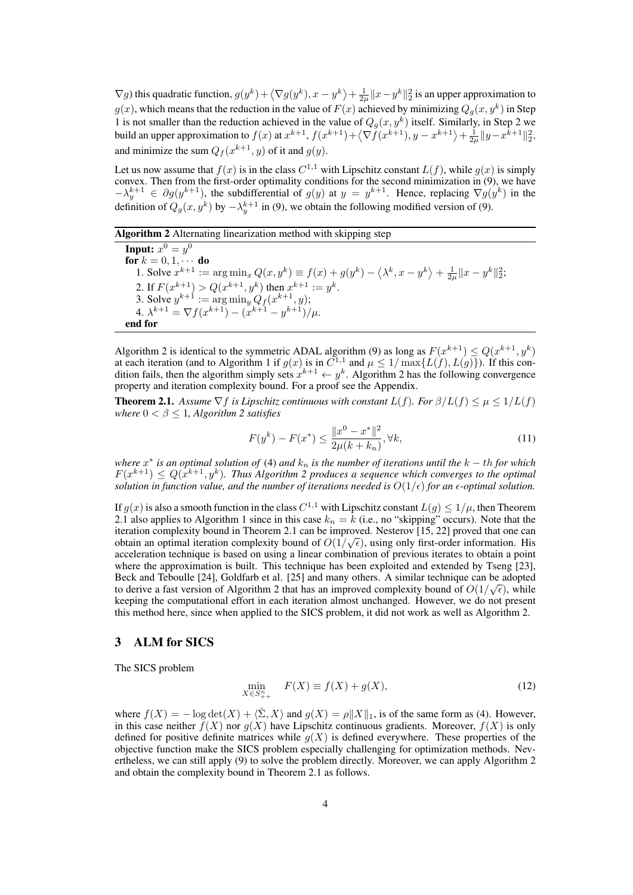$\nabla g$) this quadratic function, $g(y^k) + \langle \nabla g(y^k), x - y^k \rangle + \frac{1}{2\mu}\|x - y^k\|_2^2$ is an upper approximation to $g(x)$, which means that the reduction in the value of $F(x)$ achieved by minimizing $Q_g(x, y^k)$ in Step 1 is not smaller than the reduction achieved in the value of $Q_g(x, y^k)$ itself. Similarly, in Step 2 we build an upper approximation to $f(x)$ at $x^{k+1}$, $f(x^{k+1}) + \langle \nabla f(x^{k+1}), y - x^{k+1} \rangle + \frac{1}{2\mu}\|y - x^{k+1}\|_2^2$, and minimize the sum $Q_f(x^{k+1}, y)$ of it and $g(y)$.

Let us now assume that $f(x)$ is in the class $C^{1,1}$ with Lipschitz constant $L(f)$, while $g(x)$ is simply convex. Then from the first-order optimality conditions for the second minimization in (9), we have $-\lambda_y^{k+1} \in \partial g(y^{k+1})$, the subdifferential of $g(y)$ at $y = y^{k+1}$. Hence, replacing $\nabla g(y^k)$ in the definition of $Q_g(x, y^k)$ by $-\lambda_y^{k+1}$ in (9), we obtain the following modified version of (9).

**Algorithm 2** Alternating linearization method with skipping step

**Input:** $x^0 = y^0$
**for** $k = 0, 1, \cdots$ **do**
 1. Solve $x^{k+1} := \arg\min_x Q(x, y^k) \equiv f(x) + g(y^k) - \langle \lambda^k, x - y^k \rangle + \frac{1}{2\mu}\|x - y^k\|_2^2$;
 2. If $F(x^{k+1}) > Q(x^{k+1}, y^k)$ then $x^{k+1} := y^k$.
 3. Solve $y^{k+1} := \arg\min_y Q_f(x^{k+1}, y)$;
 4. $\lambda^{k+1} = \nabla f(x^{k+1}) - (x^{k+1} - y^{k+1})/\mu$.
**end for**

Algorithm 2 is identical to the symmetric ADAL algorithm (9) as long as $F(x^{k+1}) \leq Q(x^{k+1}, y^k)$ at each iteration (and to Algorithm 1 if $g(x)$ is in $C^{1,1}$ and $\mu \leq 1/\max\{L(f), L(g)\}$). If this condition fails, then the algorithm simply sets $x^{k+1} \leftarrow y^k$. Algorithm 2 has the following convergence property and iteration complexity bound. For a proof see the Appendix.

**Theorem 2.1.** *Assume $\nabla f$ is Lipschitz continuous with constant $L(f)$. For $\beta/L(f) \leq \mu \leq 1/L(f)$ where $0 < \beta \leq 1$, Algorithm 2 satisfies*

$$F(y^k) - F(x^*) \leq \frac{\|x^0 - x^*\|^2}{2\mu(k + k_n)}, \forall k, \tag{11}$$

*where $x^*$ is an optimal solution of* (4) *and $k_n$ is the number of iterations until the $k - th$ for which $F(x^{k+1}) \leq Q(x^{k+1}, y^k)$. Thus Algorithm 2 produces a sequence which converges to the optimal solution in function value, and the number of iterations needed is $O(1/\epsilon)$ for an $\epsilon$-optimal solution.*

If $g(x)$ is also a smooth function in the class $C^{1,1}$ with Lipschitz constant $L(g) \leq 1/\mu$, then Theorem 2.1 also applies to Algorithm 1 since in this case $k_n = k$ (i.e., no "skipping" occurs). Note that the iteration complexity bound in Theorem 2.1 can be improved. Nesterov [15, 22] proved that one can obtain an optimal iteration complexity bound of $O(1/\sqrt{\epsilon})$, using only first-order information. His acceleration technique is based on using a linear combination of previous iterates to obtain a point where the approximation is built. This technique has been exploited and extended by Tseng [23], Beck and Teboulle [24], Goldfarb et al. [25] and many others. A similar technique can be adopted to derive a fast version of Algorithm 2 that has an improved complexity bound of $O(1/\sqrt{\epsilon})$, while keeping the computational effort in each iteration almost unchanged. However, we do not present this method here, since when applied to the SICS problem, it did not work as well as Algorithm 2.

## 3 ALM for SICS

The SICS problem

$$\min_{X \in S_{++}^n} \quad F(X) \equiv f(X) + g(X), \tag{12}$$

where $f(X) = -\log\det(X) + \langle \hat{\Sigma}, X \rangle$ and $g(X) = \rho\|X\|_1$, is of the same form as (4). However, in this case neither $f(X)$ nor $g(X)$ have Lipschitz continuous gradients. Moreover, $f(X)$ is only defined for positive definite matrices while $g(X)$ is defined everywhere. These properties of the objective function make the SICS problem especially challenging for optimization methods. Nevertheless, we can still apply (9) to solve the problem directly. Moreover, we can apply Algorithm 2 and obtain the complexity bound in Theorem 2.1 as follows.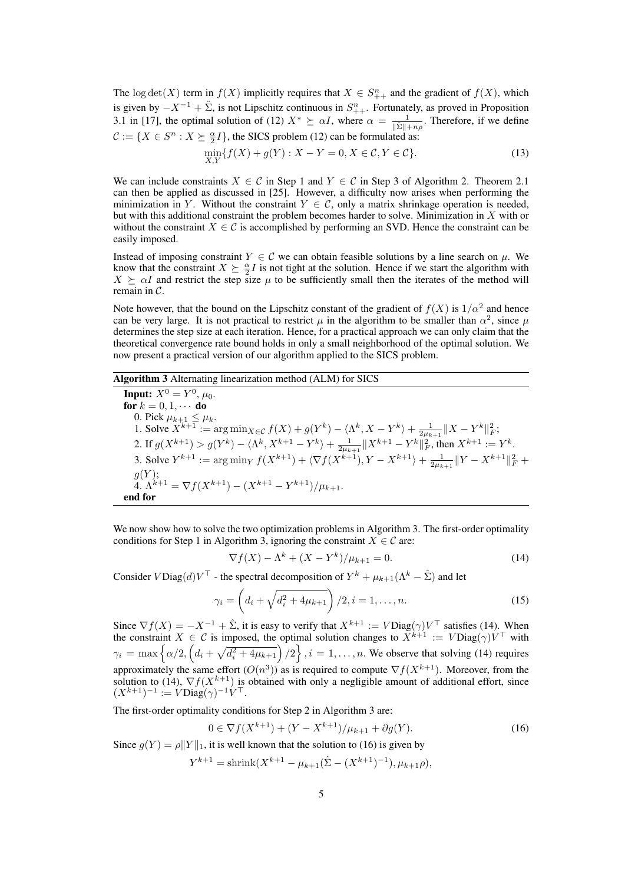The $\log\det(X)$ term in $f(X)$ implicitly requires that $X \in S^n_{++}$ and the gradient of $f(X)$, which is given by $-X^{-1} + \hat{\Sigma}$, is not Lipschitz continuous in $S^n_{++}$. Fortunately, as proved in Proposition 3.1 in [17], the optimal solution of (12) $X^* \succeq \alpha I$, where $\alpha = \frac{1}{\|\hat{\Sigma}\| + n\rho}$. Therefore, if we define $\mathcal{C} := \{X \in S^n : X \succeq \frac{\alpha}{2} I\}$, the SICS problem (12) can be formulated as:

$$\min_{X,Y} \{f(X) + g(Y) : X - Y = 0, X \in \mathcal{C}, Y \in \mathcal{C}\}. \tag{13}$$

We can include constraints $X \in \mathcal{C}$ in Step 1 and $Y \in \mathcal{C}$ in Step 3 of Algorithm 2. Theorem 2.1 can then be applied as discussed in [25]. However, a difficulty now arises when performing the minimization in $Y$. Without the constraint $Y \in \mathcal{C}$, only a matrix shrinkage operation is needed, but with this additional constraint the problem becomes harder to solve. Minimization in $X$ with or without the constraint $X \in \mathcal{C}$ is accomplished by performing an SVD. Hence the constraint can be easily imposed.

Instead of imposing constraint $Y \in \mathcal{C}$ we can obtain feasible solutions by a line search on $\mu$. We know that the constraint $X \succeq \frac{\alpha}{2} I$ is not tight at the solution. Hence if we start the algorithm with $X \succeq \alpha I$ and restrict the step size $\mu$ to be sufficiently small then the iterates of the method will remain in $\mathcal{C}$.

Note however, that the bound on the Lipschitz constant of the gradient of $f(X)$ is $1/\alpha^2$ and hence can be very large. It is not practical to restrict $\mu$ in the algorithm to be smaller than $\alpha^2$, since $\mu$ determines the step size at each iteration. Hence, for a practical approach we can only claim that the theoretical convergence rate bound holds in only a small neighborhood of the optimal solution. We now present a practical version of our algorithm applied to the SICS problem.

**Algorithm 3** Alternating linearization method (ALM) for SICS

**Input:** $X^0 = Y^0$, $\mu_0$.
**for** $k = 0, 1, \cdots$ **do**
  0. Pick $\mu_{k+1} \leq \mu_k$.
  1. Solve $X^{k+1} := \arg\min_{X \in \mathcal{C}} f(X) + g(Y^k) - \langle \Lambda^k, X - Y^k \rangle + \frac{1}{2\mu_{k+1}} \|X - Y^k\|_F^2$;
  2. If $g(X^{k+1}) > g(Y^k) - \langle \Lambda^k, X^{k+1} - Y^k \rangle + \frac{1}{2\mu_{k+1}} \|X^{k+1} - Y^k\|_F^2$, then $X^{k+1} := Y^k$.
  3. Solve $Y^{k+1} := \arg\min_Y f(X^{k+1}) + \langle \nabla f(X^{k+1}), Y - X^{k+1} \rangle + \frac{1}{2\mu_{k+1}} \|Y - X^{k+1}\|_F^2 + g(Y)$;
  4. $\Lambda^{k+1} = \nabla f(X^{k+1}) - (X^{k+1} - Y^{k+1})/\mu_{k+1}$.
**end for**

We now show how to solve the two optimization problems in Algorithm 3. The first-order optimality conditions for Step 1 in Algorithm 3, ignoring the constraint $X \in \mathcal{C}$ are:

$$\nabla f(X) - \Lambda^k + (X - Y^k)/\mu_{k+1} = 0. \tag{14}$$

Consider $V\mathrm{Diag}(d)V^\top$ - the spectral decomposition of $Y^k + \mu_{k+1}(\Lambda^k - \hat{\Sigma})$ and let

$$\gamma_i = \left(d_i + \sqrt{d_i^2 + 4\mu_{k+1}}\right)/2, i = 1, \ldots, n. \tag{15}$$

Since $\nabla f(X) = -X^{-1} + \hat{\Sigma}$, it is easy to verify that $X^{k+1} := V\mathrm{Diag}(\gamma)V^\top$ satisfies (14). When the constraint $X \in \mathcal{C}$ is imposed, the optimal solution changes to $X^{k+1} := V\mathrm{Diag}(\gamma)V^\top$ with $\gamma_i = \max\left\{\alpha/2, \left(d_i + \sqrt{d_i^2 + 4\mu_{k+1}}\right)/2\right\}, i = 1, \ldots, n$. We observe that solving (14) requires approximately the same effort ($O(n^3)$) as is required to compute $\nabla f(X^{k+1})$. Moreover, from the solution to (14), $\nabla f(X^{k+1})$ is obtained with only a negligible amount of additional effort, since $(X^{k+1})^{-1} := V\mathrm{Diag}(\gamma)^{-1}V^\top$.

The first-order optimality conditions for Step 2 in Algorithm 3 are:

$$0 \in \nabla f(X^{k+1}) + (Y - X^{k+1})/\mu_{k+1} + \partial g(Y). \tag{16}$$

Since $g(Y) = \rho\|Y\|_1$, it is well known that the solution to (16) is given by

$$Y^{k+1} = \mathrm{shrink}(X^{k+1} - \mu_{k+1}(\hat{\Sigma} - (X^{k+1})^{-1}), \mu_{k+1}\rho),$$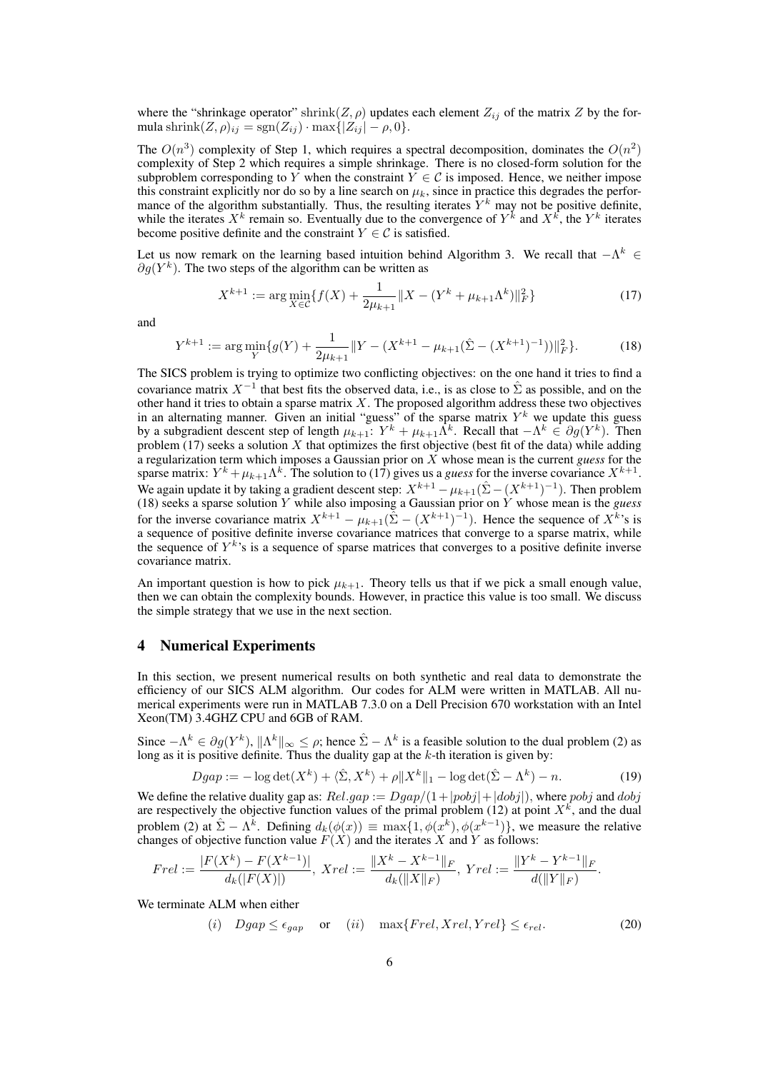where the "shrinkage operator" $\text{shrink}(Z, \rho)$ updates each element $Z_{ij}$ of the matrix $Z$ by the formula $\text{shrink}(Z, \rho)_{ij} = \text{sgn}(Z_{ij}) \cdot \max\{|Z_{ij}| - \rho, 0\}$.

The $O(n^3)$ complexity of Step 1, which requires a spectral decomposition, dominates the $O(n^2)$ complexity of Step 2 which requires a simple shrinkage. There is no closed-form solution for the subproblem corresponding to $Y$ when the constraint $Y \in \mathcal{C}$ is imposed. Hence, we neither impose this constraint explicitly nor do so by a line search on $\mu_k$, since in practice this degrades the performance of the algorithm substantially. Thus, the resulting iterates $Y^k$ may not be positive definite, while the iterates $X^k$ remain so. Eventually due to the convergence of $Y^k$ and $X^k$, the $Y^k$ iterates become positive definite and the constraint $Y \in \mathcal{C}$ is satisfied.

Let us now remark on the learning based intuition behind Algorithm 3. We recall that $-\Lambda^k \in \partial g(Y^k)$. The two steps of the algorithm can be written as

$$X^{k+1} := \arg\min_{X \in \mathcal{C}} \{f(X) + \frac{1}{2\mu_{k+1}} \|X - (Y^k + \mu_{k+1}\Lambda^k)\|_F^2\} \tag{17}$$

and

$$Y^{k+1} := \arg\min_{Y} \{g(Y) + \frac{1}{2\mu_{k+1}} \|Y - (X^{k+1} - \mu_{k+1}(\hat{\Sigma} - (X^{k+1})^{-1}))\|_F^2\}. \tag{18}$$

The SICS problem is trying to optimize two conflicting objectives: on the one hand it tries to find a covariance matrix $X^{-1}$ that best fits the observed data, i.e., is as close to $\hat{\Sigma}$ as possible, and on the other hand it tries to obtain a sparse matrix $X$. The proposed algorithm address these two objectives in an alternating manner. Given an initial "guess" of the sparse matrix $Y^k$ we update this guess by a subgradient descent step of length $\mu_{k+1}$: $Y^k + \mu_{k+1}\Lambda^k$. Recall that $-\Lambda^k \in \partial g(Y^k)$. Then problem (17) seeks a solution $X$ that optimizes the first objective (best fit of the data) while adding a regularization term which imposes a Gaussian prior on $X$ whose mean is the current *guess* for the sparse matrix: $Y^k + \mu_{k+1}\Lambda^k$. The solution to (17) gives us a *guess* for the inverse covariance $X^{k+1}$. We again update it by taking a gradient descent step: $X^{k+1} - \mu_{k+1}(\hat{\Sigma} - (X^{k+1})^{-1})$. Then problem (18) seeks a sparse solution $Y$ while also imposing a Gaussian prior on $Y$ whose mean is the *guess* for the inverse covariance matrix $X^{k+1} - \mu_{k+1}(\hat{\Sigma} - (X^{k+1})^{-1})$. Hence the sequence of $X^k$'s is a sequence of positive definite inverse covariance matrices that converge to a sparse matrix, while the sequence of $Y^k$'s is a sequence of sparse matrices that converges to a positive definite inverse covariance matrix.

An important question is how to pick $\mu_{k+1}$. Theory tells us that if we pick a small enough value, then we can obtain the complexity bounds. However, in practice this value is too small. We discuss the simple strategy that we use in the next section.

## 4 Numerical Experiments

In this section, we present numerical results on both synthetic and real data to demonstrate the efficiency of our SICS ALM algorithm. Our codes for ALM were written in MATLAB. All numerical experiments were run in MATLAB 7.3.0 on a Dell Precision 670 workstation with an Intel Xeon(TM) 3.4GHZ CPU and 6GB of RAM.

Since $-\Lambda^k \in \partial g(Y^k)$, $\|\Lambda^k\|_\infty \le \rho$; hence $\hat{\Sigma} - \Lambda^k$ is a feasible solution to the dual problem (2) as long as it is positive definite. Thus the duality gap at the $k$-th iteration is given by:

$$Dgap := -\log\det(X^k) + \langle \hat{\Sigma}, X^k \rangle + \rho\|X^k\|_1 - \log\det(\hat{\Sigma} - \Lambda^k) - n. \tag{19}$$

We define the relative duality gap as: $Rel.gap := Dgap/(1 + |pobj| + |dobj|)$, where $pobj$ and $dobj$ are respectively the objective function values of the primal problem (12) at point $X^k$, and the dual problem (2) at $\hat{\Sigma} - \Lambda^k$. Defining $d_k(\phi(x)) \equiv \max\{1, \phi(x^k), \phi(x^{k-1})\}$, we measure the relative changes of objective function value $F(X)$ and the iterates $X$ and $Y$ as follows:

$$Frel := \frac{|F(X^k) - F(X^{k-1})|}{d_k(|F(X)|)},\ Xrel := \frac{\|X^k - X^{k-1}\|_F}{d_k(\|X\|_F)},\ Yrel := \frac{\|Y^k - Y^{k-1}\|_F}{d(\|Y\|_F)}.$$

We terminate ALM when either

$$(i) \quad Dgap \le \epsilon_{gap} \quad \text{or} \quad (ii) \quad \max\{Frel, Xrel, Yrel\} \le \epsilon_{rel}. \tag{20}$$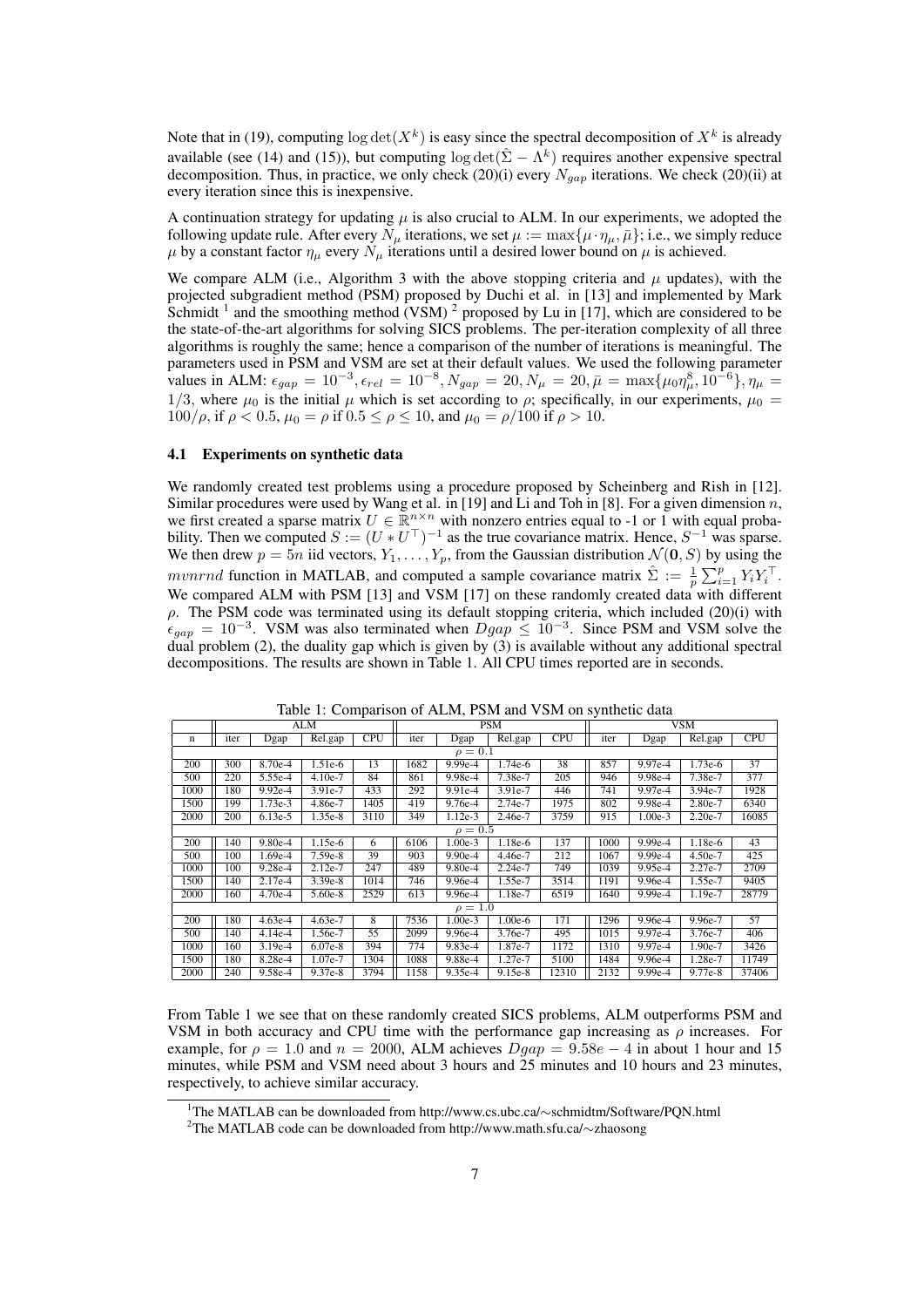Note that in (19), computing $\log\det(X^k)$ is easy since the spectral decomposition of $X^k$ is already available (see (14) and (15)), but computing $\log\det(\hat{\Sigma} - \Lambda^k)$ requires another expensive spectral decomposition. Thus, in practice, we only check (20)(i) every $N_{gap}$ iterations. We check (20)(ii) at every iteration since this is inexpensive.

A continuation strategy for updating $\mu$ is also crucial to ALM. In our experiments, we adopted the following update rule. After every $N_\mu$ iterations, we set $\mu := \max\{\mu \cdot \eta_\mu, \bar{\mu}\}$; i.e., we simply reduce $\mu$ by a constant factor $\eta_\mu$ every $N_\mu$ iterations until a desired lower bound on $\mu$ is achieved.

We compare ALM (i.e., Algorithm 3 with the above stopping criteria and $\mu$ updates), with the projected subgradient method (PSM) proposed by Duchi et al. in [13] and implemented by Mark Schmidt [1] and the smoothing method (VSM) [2] proposed by Lu in [17], which are considered to be the state-of-the-art algorithms for solving SICS problems. The per-iteration complexity of all three algorithms is roughly the same; hence a comparison of the number of iterations is meaningful. The parameters used in PSM and VSM are set at their default values. We used the following parameter values in ALM: $\epsilon_{gap} = 10^{-3}, \epsilon_{rel} = 10^{-8}, N_{gap} = 20, N_\mu = 20, \bar{\mu} = \max\{\mu_0 \eta_\mu^8, 10^{-6}\}, \eta_\mu = 1/3$, where $\mu_0$ is the initial $\mu$ which is set according to $\rho$; specifically, in our experiments, $\mu_0 = 100/\rho$, if $\rho < 0.5$, $\mu_0 = \rho$ if $0.5 \le \rho \le 10$, and $\mu_0 = \rho/100$ if $\rho > 10$.

### 4.1 Experiments on synthetic data

We randomly created test problems using a procedure proposed by Scheinberg and Rish in [12]. Similar procedures were used by Wang et al. in [19] and Li and Toh in [8]. For a given dimension $n$, we first created a sparse matrix $U \in \mathbb{R}^{n\times n}$ with nonzero entries equal to -1 or 1 with equal probability. Then we computed $S := (U * U^\top)^{-1}$ as the true covariance matrix. Hence, $S^{-1}$ was sparse. We then drew $p = 5n$ iid vectors, $Y_1, \ldots, Y_p$, from the Gaussian distribution $\mathcal{N}(\mathbf{0}, S)$ by using the *mvnrnd* function in MATLAB, and computed a sample covariance matrix $\hat{\Sigma} := \frac{1}{p}\sum_{i=1}^p Y_i Y_i^\top$. We compared ALM with PSM [13] and VSM [17] on these randomly created data with different $\rho$. The PSM code was terminated using its default stopping criteria, which included (20)(i) with $\epsilon_{gap} = 10^{-3}$. VSM was also terminated when $Dgap \le 10^{-3}$. Since PSM and VSM solve the dual problem (2), the duality gap which is given by (3) is available without any additional spectral decompositions. The results are shown in Table 1. All CPU times reported are in seconds.

Table 1: Comparison of ALM, PSM and VSM on synthetic data

| | ALM | | | | PSM | | | | VSM | | | |
|---|---|---|---|---|---|---|---|---|---|---|---|---|
| n | iter | Dgap | Rel.gap | CPU | iter | Dgap | Rel.gap | CPU | iter | Dgap | Rel.gap | CPU |
| $\rho = 0.1$ | | | | | | | | | | | | |
| 200 | 300 | 8.70e-4 | 1.51e-6 | 13 | 1682 | 9.99e-4 | 1.74e-6 | 38 | 857 | 9.97e-4 | 1.73e-6 | 37 |
| 500 | 220 | 5.55e-4 | 4.10e-7 | 84 | 861 | 9.98e-4 | 7.38e-7 | 205 | 946 | 9.98e-4 | 7.38e-7 | 377 |
| 1000 | 180 | 9.92e-4 | 3.91e-7 | 433 | 292 | 9.91e-4 | 3.91e-7 | 446 | 741 | 9.97e-4 | 3.94e-7 | 1928 |
| 1500 | 199 | 1.73e-3 | 4.86e-7 | 1405 | 419 | 9.76e-4 | 2.74e-7 | 1975 | 802 | 9.98e-4 | 2.80e-7 | 6340 |
| 2000 | 200 | 6.13e-5 | 1.35e-8 | 3110 | 349 | 1.12e-3 | 2.46e-7 | 3759 | 915 | 1.00e-3 | 2.20e-7 | 16085 |
| $\rho = 0.5$ | | | | | | | | | | | | |
| 200 | 140 | 9.80e-4 | 1.15e-6 | 6 | 6106 | 1.00e-3 | 1.18e-6 | 137 | 1000 | 9.99e-4 | 1.18e-6 | 43 |
| 500 | 100 | 1.69e-4 | 7.59e-8 | 39 | 903 | 9.90e-4 | 4.46e-7 | 212 | 1067 | 9.99e-4 | 4.50e-7 | 425 |
| 1000 | 100 | 9.28e-4 | 2.12e-7 | 247 | 489 | 9.80e-4 | 2.24e-7 | 749 | 1039 | 9.95e-4 | 2.27e-7 | 2709 |
| 1500 | 140 | 2.17e-4 | 3.39e-8 | 1014 | 746 | 9.96e-4 | 1.55e-7 | 3514 | 1191 | 9.96e-4 | 1.55e-7 | 9405 |
| 2000 | 160 | 4.70e-4 | 5.60e-8 | 2529 | 613 | 9.96e-4 | 1.18e-7 | 6519 | 1640 | 9.99e-4 | 1.19e-7 | 28779 |
| $\rho = 1.0$ | | | | | | | | | | | | |
| 200 | 180 | 4.63e-4 | 4.63e-7 | 8 | 7536 | 1.00e-3 | 1.00e-6 | 171 | 1296 | 9.96e-4 | 9.96e-7 | 57 |
| 500 | 140 | 4.14e-4 | 1.56e-7 | 55 | 2099 | 9.96e-4 | 3.76e-7 | 495 | 1015 | 9.97e-4 | 3.76e-7 | 406 |
| 1000 | 160 | 3.19e-4 | 6.07e-8 | 394 | 774 | 9.83e-4 | 1.87e-7 | 1172 | 1310 | 9.97e-4 | 1.90e-7 | 3426 |
| 1500 | 180 | 8.28e-4 | 1.07e-7 | 1304 | 1088 | 9.88e-4 | 1.27e-7 | 5100 | 1484 | 9.96e-4 | 1.28e-7 | 11749 |
| 2000 | 240 | 9.58e-4 | 9.37e-8 | 3794 | 1158 | 9.35e-4 | 9.15e-8 | 12310 | 2132 | 9.99e-4 | 9.77e-8 | 37406 |

From Table 1 we see that on these randomly created SICS problems, ALM outperforms PSM and VSM in both accuracy and CPU time with the performance gap increasing as $\rho$ increases. For example, for $\rho = 1.0$ and $n = 2000$, ALM achieves $Dgap = 9.58e-4$ in about 1 hour and 15 minutes, while PSM and VSM need about 3 hours and 25 minutes and 10 hours and 23 minutes, respectively, to achieve similar accuracy.

[1] The MATLAB can be downloaded from http://www.cs.ubc.ca/∼schmidtm/Software/PQN.html

[2] The MATLAB code can be downloaded from http://www.math.sfu.ca/∼zhaosong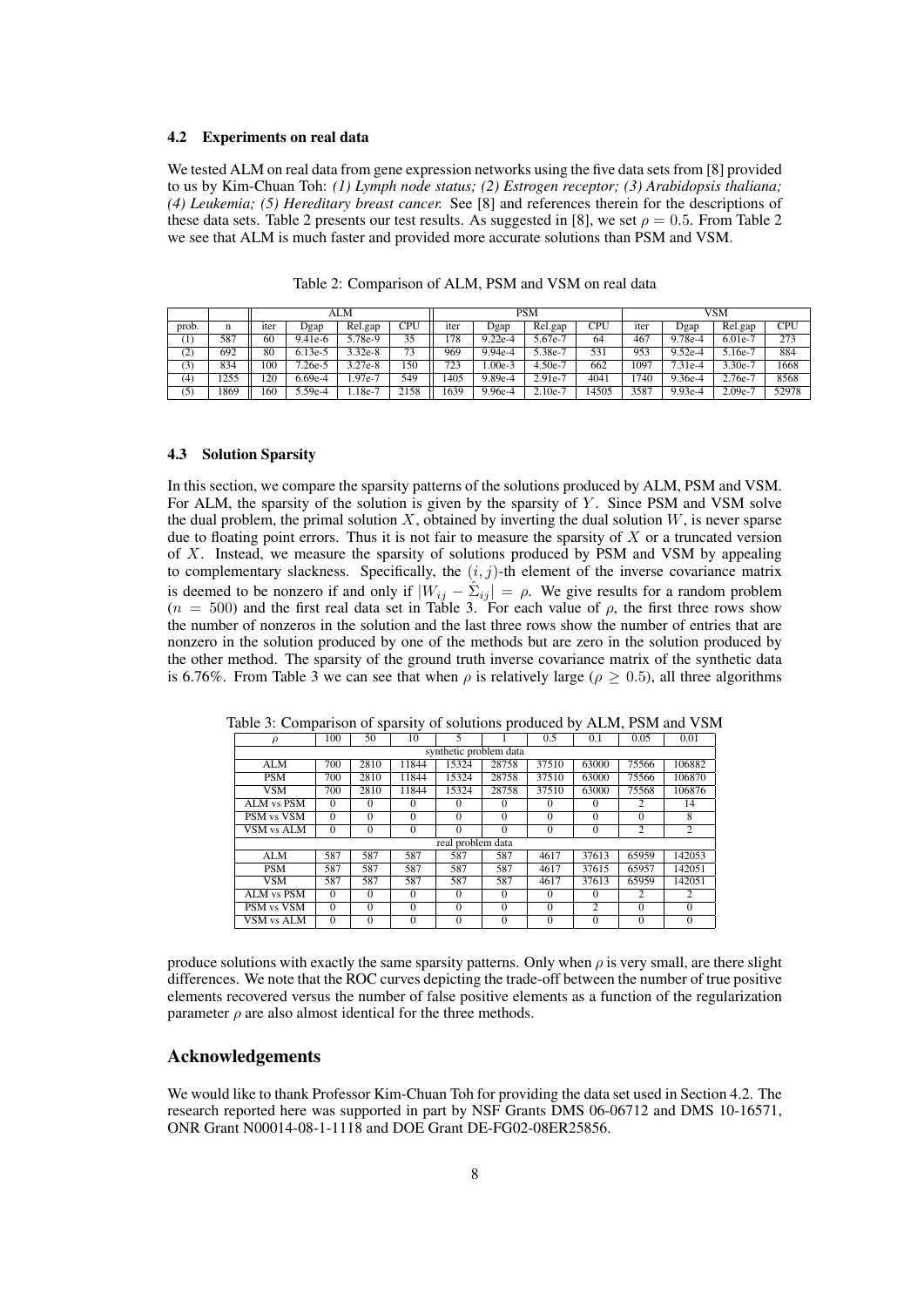### 4.2 Experiments on real data

We tested ALM on real data from gene expression networks using the five data sets from [8] provided to us by Kim-Chuan Toh: *(1) Lymph node status; (2) Estrogen receptor; (3) Arabidopsis thaliana; (4) Leukemia; (5) Hereditary breast cancer.* See [8] and references therein for the descriptions of these data sets. Table 2 presents our test results. As suggested in [8], we set $\rho = 0.5$. From Table 2 we see that ALM is much faster and provided more accurate solutions than PSM and VSM.

Table 2: Comparison of ALM, PSM and VSM on real data

| | | ALM | | | | PSM | | | | VSM | | | |
|---|---|---|---|---|---|---|---|---|---|---|---|---|---|
| prob. | n | iter | Dgap | Rel.gap | CPU | iter | Dgap | Rel.gap | CPU | iter | Dgap | Rel.gap | CPU |
| (1) | 587 | 60 | 9.41e-6 | 5.78e-9 | 35 | 178 | 9.22e-4 | 5.67e-7 | 64 | 467 | 9.78e-4 | 6.01e-7 | 273 |
| (2) | 692 | 80 | 6.13e-5 | 3.32e-8 | 73 | 969 | 9.94e-4 | 5.38e-7 | 531 | 953 | 9.52e-4 | 5.16e-7 | 884 |
| (3) | 834 | 100 | 7.26e-5 | 3.27e-8 | 150 | 723 | 1.00e-3 | 4.50e-7 | 662 | 1097 | 7.31e-4 | 3.30e-7 | 1668 |
| (4) | 1255 | 120 | 6.69e-4 | 1.97e-7 | 549 | 1405 | 9.89e-4 | 2.91e-7 | 4041 | 1740 | 9.36e-4 | 2.76e-7 | 8568 |
| (5) | 1869 | 160 | 5.59e-4 | 1.18e-7 | 2158 | 1639 | 9.96e-4 | 2.10e-7 | 14505 | 3587 | 9.93e-4 | 2.09e-7 | 52978 |

### 4.3 Solution Sparsity

In this section, we compare the sparsity patterns of the solutions produced by ALM, PSM and VSM. For ALM, the sparsity of the solution is given by the sparsity of $Y$. Since PSM and VSM solve the dual problem, the primal solution $X$, obtained by inverting the dual solution $W$, is never sparse due to floating point errors. Thus it is not fair to measure the sparsity of $X$ or a truncated version of $X$. Instead, we measure the sparsity of solutions produced by PSM and VSM by appealing to complementary slackness. Specifically, the $(i, j)$-th element of the inverse covariance matrix is deemed to be nonzero if and only if $|W_{ij} - \hat{\Sigma}_{ij}| = \rho$. We give results for a random problem ($n = 500$) and the first real data set in Table 3. For each value of $\rho$, the first three rows show the number of nonzeros in the solution and the last three rows show the number of entries that are nonzero in the solution produced by one of the methods but are zero in the solution produced by the other method. The sparsity of the ground truth inverse covariance matrix of the synthetic data is 6.76%. From Table 3 we can see that when $\rho$ is relatively large ($\rho \geq 0.5$), all three algorithms produce solutions with exactly the same sparsity patterns. Only when $\rho$ is very small, are there slight differences. We note that the ROC curves depicting the trade-off between the number of true positive elements recovered versus the number of false positive elements as a function of the regularization parameter $\rho$ are also almost identical for the three methods.

Table 3: Comparison of sparsity of solutions produced by ALM, PSM and VSM

| $\rho$ | 100 | 50 | 10 | 5 | 1 | 0.5 | 0.1 | 0.05 | 0.01 |
|---|---|---|---|---|---|---|---|---|---|
| synthetic problem data | | | | | | | | | |
| ALM | 700 | 2810 | 11844 | 15324 | 28758 | 37510 | 63000 | 75566 | 106882 |
| PSM | 700 | 2810 | 11844 | 15324 | 28758 | 37510 | 63000 | 75566 | 106870 |
| VSM | 700 | 2810 | 11844 | 15324 | 28758 | 37510 | 63000 | 75568 | 106876 |
| ALM vs PSM | 0 | 0 | 0 | 0 | 0 | 0 | 0 | 2 | 14 |
| PSM vs VSM | 0 | 0 | 0 | 0 | 0 | 0 | 0 | 0 | 8 |
| VSM vs ALM | 0 | 0 | 0 | 0 | 0 | 0 | 0 | 2 | 2 |
| real problem data | | | | | | | | | |
| ALM | 587 | 587 | 587 | 587 | 587 | 4617 | 37613 | 65959 | 142053 |
| PSM | 587 | 587 | 587 | 587 | 587 | 4617 | 37615 | 65957 | 142051 |
| VSM | 587 | 587 | 587 | 587 | 587 | 4617 | 37613 | 65959 | 142051 |
| ALM vs PSM | 0 | 0 | 0 | 0 | 0 | 0 | 0 | 2 | 2 |
| PSM vs VSM | 0 | 0 | 0 | 0 | 0 | 0 | 2 | 0 | 0 |
| VSM vs ALM | 0 | 0 | 0 | 0 | 0 | 0 | 0 | 0 | 0 |

## Acknowledgements

We would like to thank Professor Kim-Chuan Toh for providing the data set used in Section 4.2. The research reported here was supported in part by NSF Grants DMS 06-06712 and DMS 10-16571, ONR Grant N00014-08-1-1118 and DOE Grant DE-FG02-08ER25856.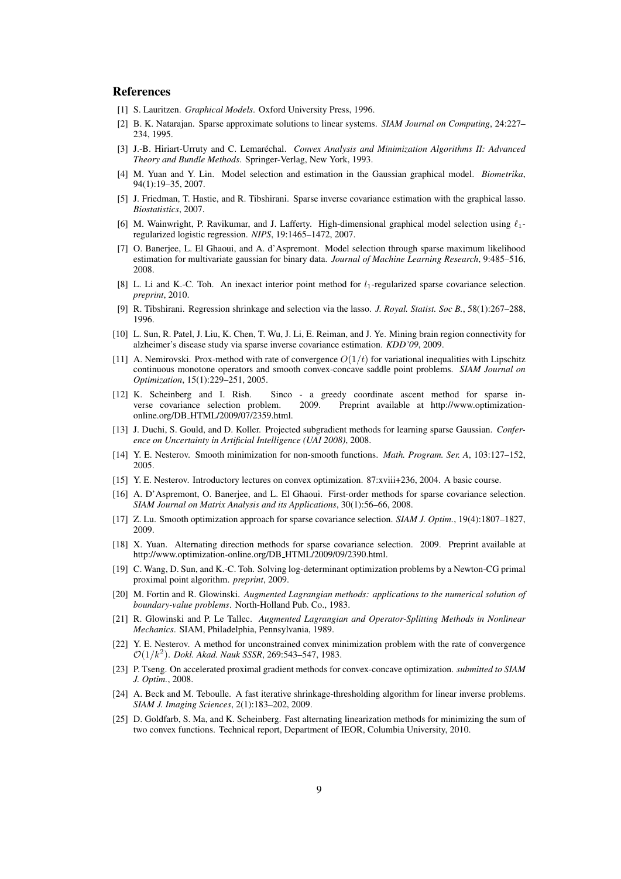## References

[1] S. Lauritzen. *Graphical Models*. Oxford University Press, 1996.

[2] B. K. Natarajan. Sparse approximate solutions to linear systems. *SIAM Journal on Computing*, 24:227–234, 1995.

[3] J.-B. Hiriart-Urruty and C. Lemaréchal. *Convex Analysis and Minimization Algorithms II: Advanced Theory and Bundle Methods*. Springer-Verlag, New York, 1993.

[4] M. Yuan and Y. Lin. Model selection and estimation in the Gaussian graphical model. *Biometrika*, 94(1):19–35, 2007.

[5] J. Friedman, T. Hastie, and R. Tibshirani. Sparse inverse covariance estimation with the graphical lasso. *Biostatistics*, 2007.

[6] M. Wainwright, P. Ravikumar, and J. Lafferty. High-dimensional graphical model selection using $\ell_1$-regularized logistic regression. *NIPS*, 19:1465–1472, 2007.

[7] O. Banerjee, L. El Ghaoui, and A. d'Aspremont. Model selection through sparse maximum likelihood estimation for multivariate gaussian for binary data. *Journal of Machine Learning Research*, 9:485–516, 2008.

[8] L. Li and K.-C. Toh. An inexact interior point method for $l_1$-regularized sparse covariance selection. *preprint*, 2010.

[9] R. Tibshirani. Regression shrinkage and selection via the lasso. *J. Royal. Statist. Soc B.*, 58(1):267–288, 1996.

[10] L. Sun, R. Patel, J. Liu, K. Chen, T. Wu, J. Li, E. Reiman, and J. Ye. Mining brain region connectivity for alzheimer's disease study via sparse inverse covariance estimation. *KDD'09*, 2009.

[11] A. Nemirovski. Prox-method with rate of convergence $O(1/t)$ for variational inequalities with Lipschitz continuous monotone operators and smooth convex-concave saddle point problems. *SIAM Journal on Optimization*, 15(1):229–251, 2005.

[12] K. Scheinberg and I. Rish. Sinco - a greedy coordinate ascent method for sparse inverse covariance selection problem. 2009. Preprint available at http://www.optimization-online.org/DB_HTML/2009/07/2359.html.

[13] J. Duchi, S. Gould, and D. Koller. Projected subgradient methods for learning sparse Gaussian. *Conference on Uncertainty in Artificial Intelligence (UAI 2008)*, 2008.

[14] Y. E. Nesterov. Smooth minimization for non-smooth functions. *Math. Program. Ser. A*, 103:127–152, 2005.

[15] Y. E. Nesterov. Introductory lectures on convex optimization. 87:xviii+236, 2004. A basic course.

[16] A. D'Aspremont, O. Banerjee, and L. El Ghaoui. First-order methods for sparse covariance selection. *SIAM Journal on Matrix Analysis and its Applications*, 30(1):56–66, 2008.

[17] Z. Lu. Smooth optimization approach for sparse covariance selection. *SIAM J. Optim.*, 19(4):1807–1827, 2009.

[18] X. Yuan. Alternating direction methods for sparse covariance selection. 2009. Preprint available at http://www.optimization-online.org/DB_HTML/2009/09/2390.html.

[19] C. Wang, D. Sun, and K.-C. Toh. Solving log-determinant optimization problems by a Newton-CG primal proximal point algorithm. *preprint*, 2009.

[20] M. Fortin and R. Glowinski. *Augmented Lagrangian methods: applications to the numerical solution of boundary-value problems*. North-Holland Pub. Co., 1983.

[21] R. Glowinski and P. Le Tallec. *Augmented Lagrangian and Operator-Splitting Methods in Nonlinear Mechanics*. SIAM, Philadelphia, Pennsylvania, 1989.

[22] Y. E. Nesterov. A method for unconstrained convex minimization problem with the rate of convergence $\mathcal{O}(1/k^2)$. *Dokl. Akad. Nauk SSSR*, 269:543–547, 1983.

[23] P. Tseng. On accelerated proximal gradient methods for convex-concave optimization. *submitted to SIAM J. Optim.*, 2008.

[24] A. Beck and M. Teboulle. A fast iterative shrinkage-thresholding algorithm for linear inverse problems. *SIAM J. Imaging Sciences*, 2(1):183–202, 2009.

[25] D. Goldfarb, S. Ma, and K. Scheinberg. Fast alternating linearization methods for minimizing the sum of two convex functions. Technical report, Department of IEOR, Columbia University, 2010.